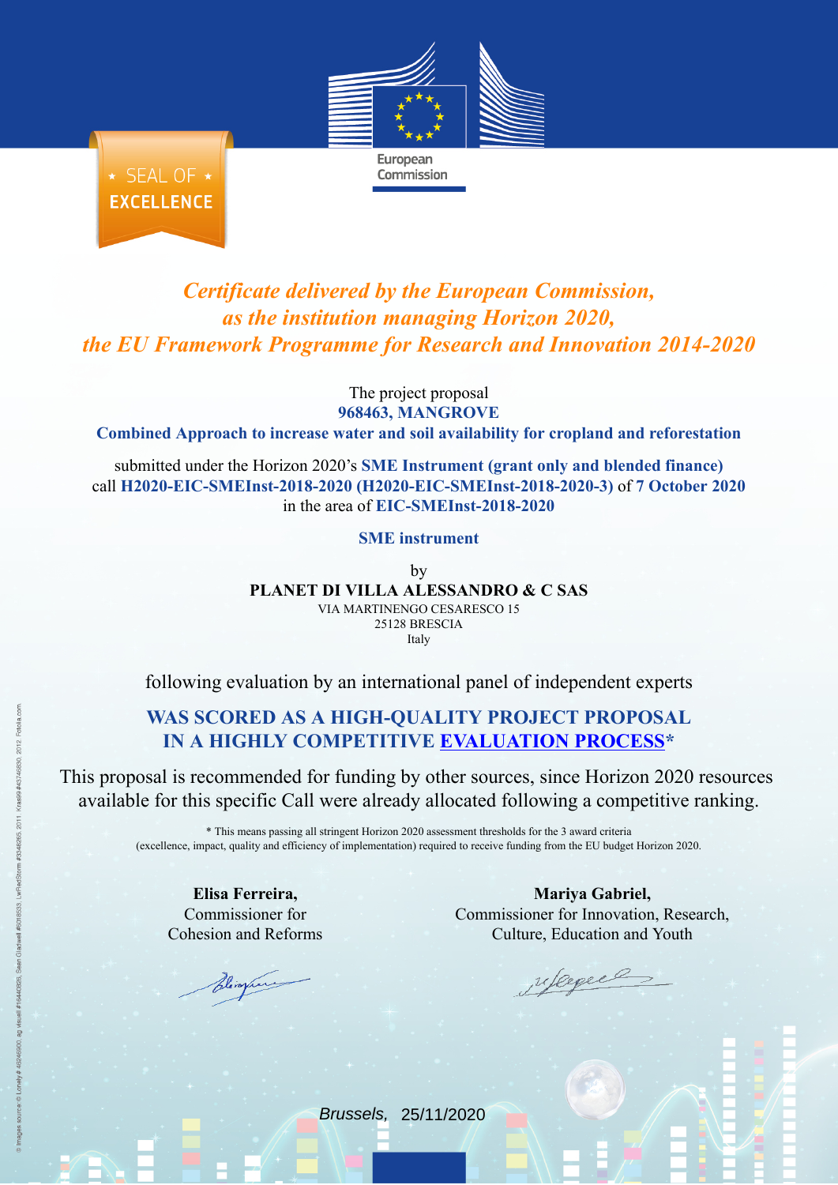SEAL OF EXCELLENCE

European Commission

*Certificate delivered by the European Commission, as the institution managing Horizon 2020, the EU Framework Programme for Research and Innovation 2014-2020*

The project proposal

**968463, MANGROVE**

**Combined Approach to increase water and soil availability for cropland and reforestation**

submitted under the Horizon 2020's **SME Instrument (grant only and blended finance)** call **H2020-EIC-SMEInst-2018-2020 (H2020-EIC-SMEInst-2018-2020-3)** of **7 October 2020** in the area of **EIC-SMEInst-2018-2020**

**SME instrument**

by

**PLANET DI VILLA ALESSANDRO & C SAS**

VIA MARTINENGO CESARESCO 15
25128 BRESCIA
Italy

following evaluation by an international panel of independent experts

**WAS SCORED AS A HIGH-QUALITY PROJECT PROPOSAL IN A HIGHLY COMPETITIVE EVALUATION PROCESS***

This proposal is recommended for funding by other sources, since Horizon 2020 resources available for this specific Call were already allocated following a competitive ranking.

* This means passing all stringent Horizon 2020 assessment thresholds for the 3 award criteria (excellence, impact, quality and efficiency of implementation) required to receive funding from the EU budget Horizon 2020.

**Elisa Ferreira,**
Commissioner for
Cohesion and Reforms

**Mariya Gabriel,**
Commissioner for Innovation, Research,
Culture, Education and Youth

*Brussels,* 25/11/2020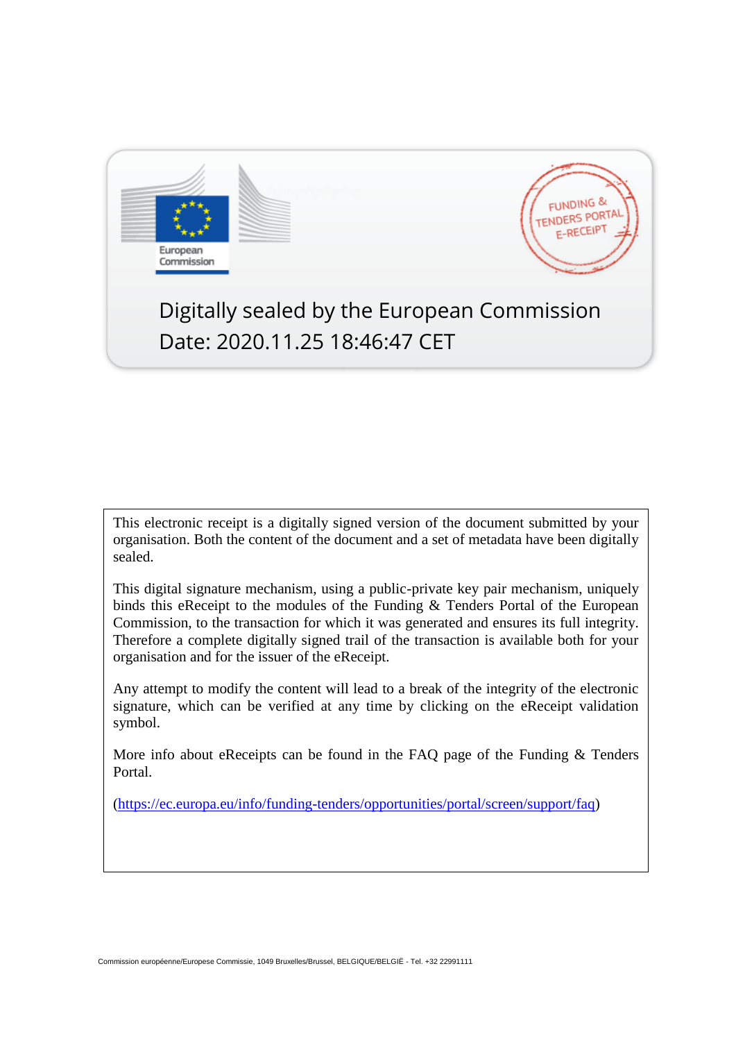European Commission

FUNDING & TENDERS PORTAL E-RECEIPT

Digitally sealed by the European Commission
Date: 2020.11.25 18:46:47 CET

This electronic receipt is a digitally signed version of the document submitted by your organisation. Both the content of the document and a set of metadata have been digitally sealed.

This digital signature mechanism, using a public-private key pair mechanism, uniquely binds this eReceipt to the modules of the Funding & Tenders Portal of the European Commission, to the transaction for which it was generated and ensures its full integrity. Therefore a complete digitally signed trail of the transaction is available both for your organisation and for the issuer of the eReceipt.

Any attempt to modify the content will lead to a break of the integrity of the electronic signature, which can be verified at any time by clicking on the eReceipt validation symbol.

More info about eReceipts can be found in the FAQ page of the Funding & Tenders Portal.

(https://ec.europa.eu/info/funding-tenders/opportunities/portal/screen/support/faq)

Commission européenne/Europese Commissie, 1049 Bruxelles/Brussel, BELGIQUE/BELGIË - Tel. +32 22991111